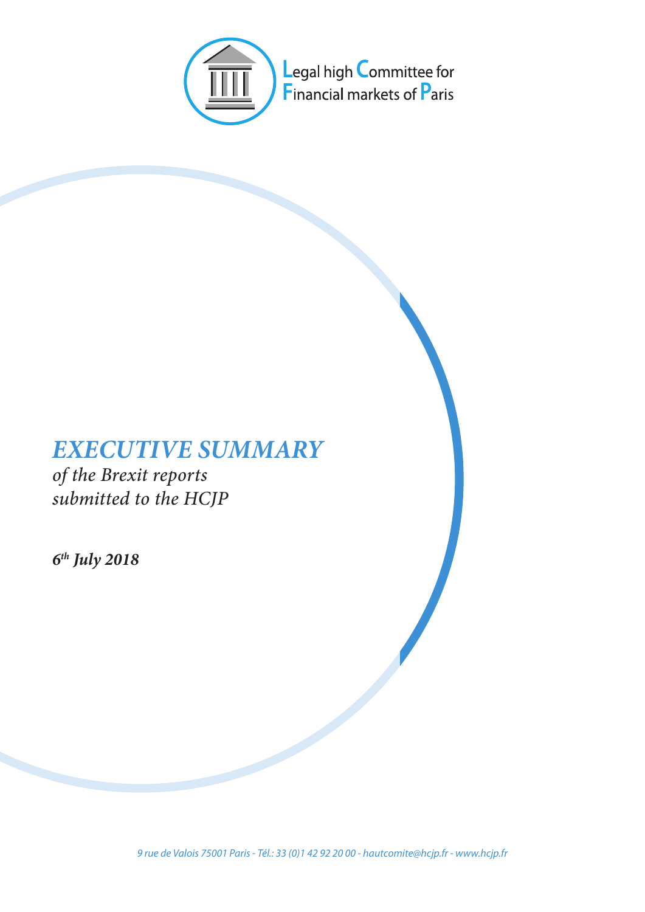Legal high Committee for Financial markets of Paris

# *EXECUTIVE SUMMARY*

*of the Brexit reports submitted to the HCJP*

***6th July 2018***

*9 rue de Valois 75001 Paris - Tél.: 33 (0)1 42 92 20 00 - hautcomite@hcjp.fr - www.hcjp.fr*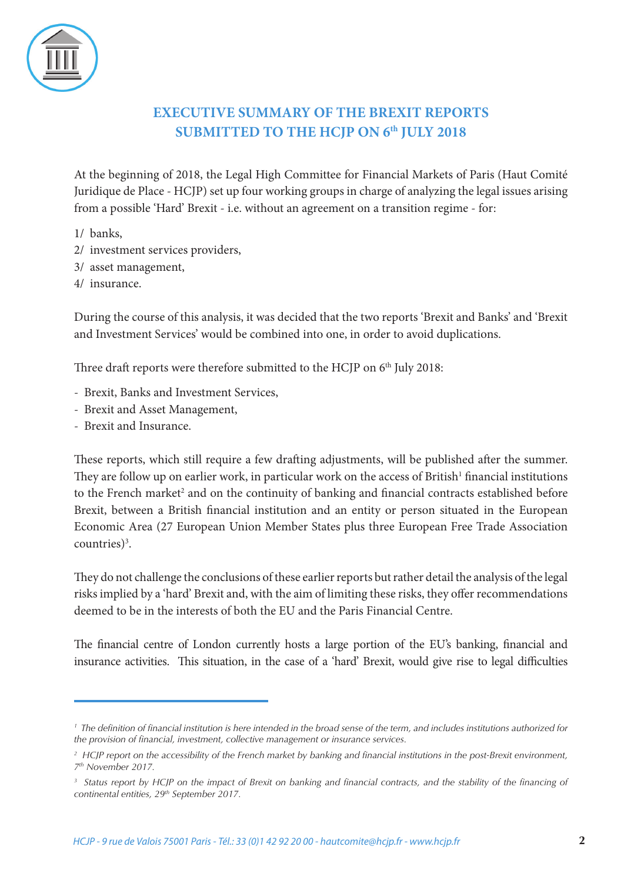# EXECUTIVE SUMMARY OF THE BREXIT REPORTS SUBMITTED TO THE HCJP ON 6th JULY 2018

At the beginning of 2018, the Legal High Committee for Financial Markets of Paris (Haut Comité Juridique de Place - HCJP) set up four working groups in charge of analyzing the legal issues arising from a possible 'Hard' Brexit - i.e. without an agreement on a transition regime - for:

1/ banks,
2/ investment services providers,
3/ asset management,
4/ insurance.

During the course of this analysis, it was decided that the two reports 'Brexit and Banks' and 'Brexit and Investment Services' would be combined into one, in order to avoid duplications.

Three draft reports were therefore submitted to the HCJP on 6th July 2018:

- Brexit, Banks and Investment Services,
- Brexit and Asset Management,
- Brexit and Insurance.

These reports, which still require a few drafting adjustments, will be published after the summer. They are follow up on earlier work, in particular work on the access of British[1] financial institutions to the French market[2] and on the continuity of banking and financial contracts established before Brexit, between a British financial institution and an entity or person situated in the European Economic Area (27 European Union Member States plus three European Free Trade Association countries)[3].

They do not challenge the conclusions of these earlier reports but rather detail the analysis of the legal risks implied by a 'hard' Brexit and, with the aim of limiting these risks, they offer recommendations deemed to be in the interests of both the EU and the Paris Financial Centre.

The financial centre of London currently hosts a large portion of the EU's banking, financial and insurance activities. This situation, in the case of a 'hard' Brexit, would give rise to legal difficulties

---

[1] *The definition of financial institution is here intended in the broad sense of the term, and includes institutions authorized for the provision of financial, investment, collective management or insurance services.*

[2] *HCJP report on the accessibility of the French market by banking and financial institutions in the post-Brexit environment, 7th November 2017.*

[3] *Status report by HCJP on the impact of Brexit on banking and financial contracts, and the stability of the financing of continental entities, 29th September 2017.*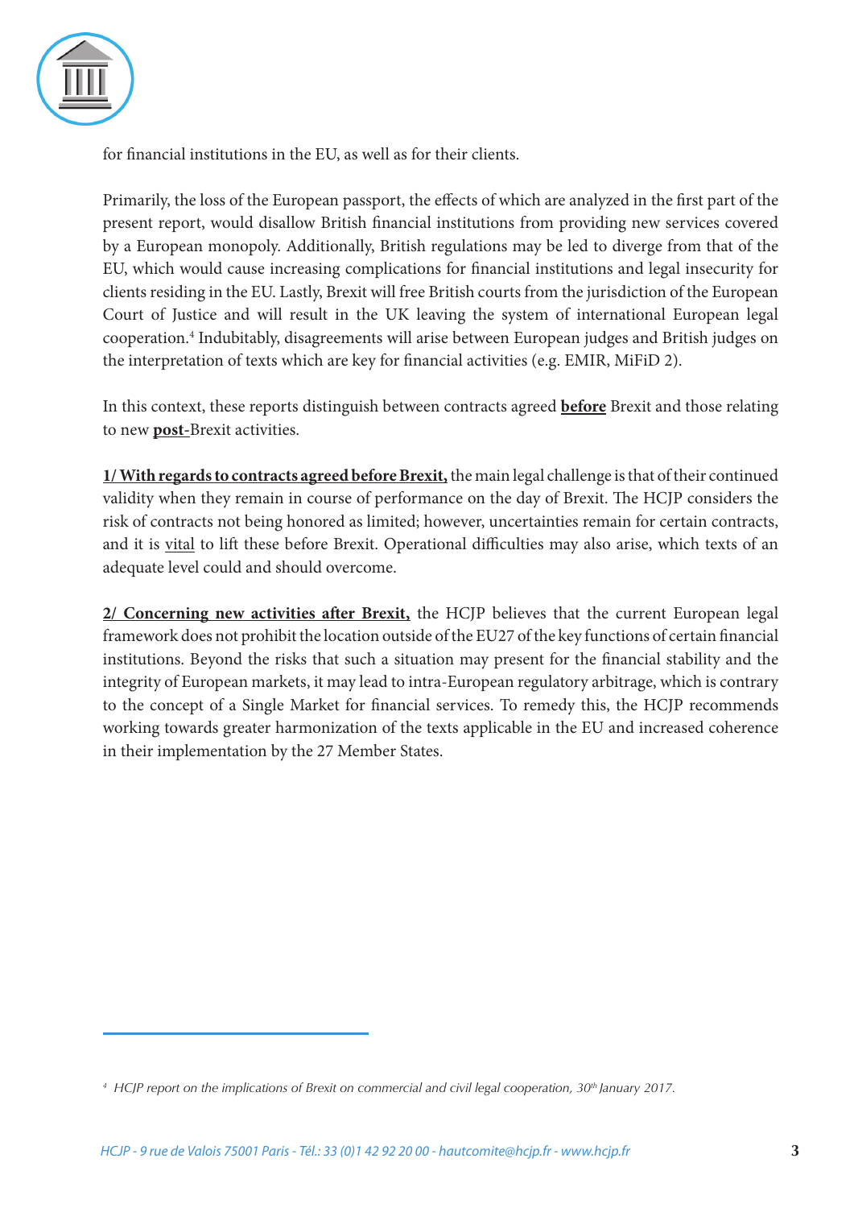for financial institutions in the EU, as well as for their clients.

Primarily, the loss of the European passport, the effects of which are analyzed in the first part of the present report, would disallow British financial institutions from providing new services covered by a European monopoly. Additionally, British regulations may be led to diverge from that of the EU, which would cause increasing complications for financial institutions and legal insecurity for clients residing in the EU. Lastly, Brexit will free British courts from the jurisdiction of the European Court of Justice and will result in the UK leaving the system of international European legal cooperation.[4] Indubitably, disagreements will arise between European judges and British judges on the interpretation of texts which are key for financial activities (e.g. EMIR, MiFiD 2).

In this context, these reports distinguish between contracts agreed **before** Brexit and those relating to new **post**-Brexit activities.

**1/ With regards to contracts agreed before Brexit,** the main legal challenge is that of their continued validity when they remain in course of performance on the day of Brexit. The HCJP considers the risk of contracts not being honored as limited; however, uncertainties remain for certain contracts, and it is vital to lift these before Brexit. Operational difficulties may also arise, which texts of an adequate level could and should overcome.

**2/ Concerning new activities after Brexit,** the HCJP believes that the current European legal framework does not prohibit the location outside of the EU27 of the key functions of certain financial institutions. Beyond the risks that such a situation may present for the financial stability and the integrity of European markets, it may lead to intra-European regulatory arbitrage, which is contrary to the concept of a Single Market for financial services. To remedy this, the HCJP recommends working towards greater harmonization of the texts applicable in the EU and increased coherence in their implementation by the 27 Member States.

---

[4] *HCJP report on the implications of Brexit on commercial and civil legal cooperation, 30th January 2017.*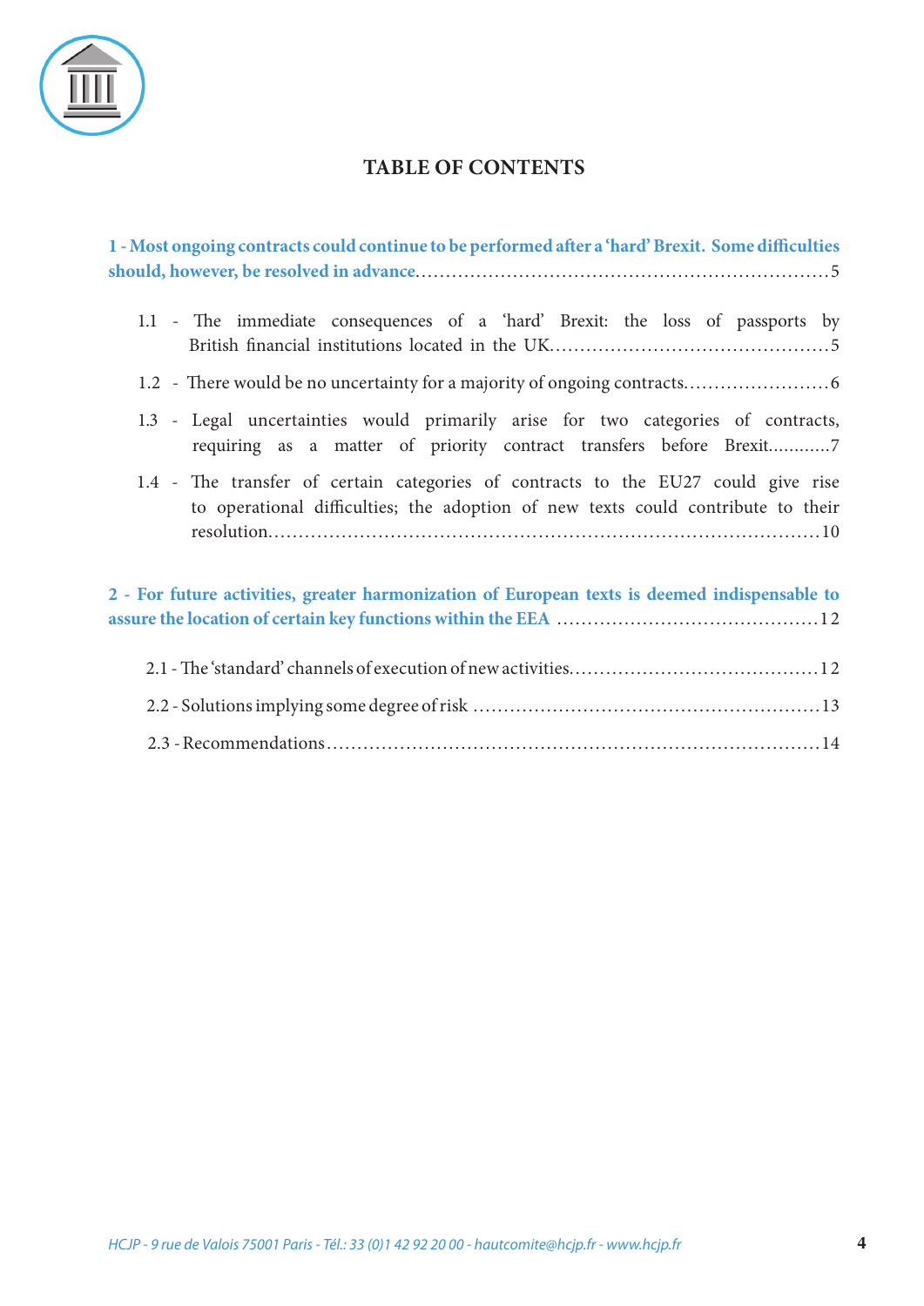# TABLE OF CONTENTS

**1 - Most ongoing contracts could continue to be performed after a 'hard' Brexit. Some difficulties should, however, be resolved in advance** .......... 5

- 1.1 - The immediate consequences of a 'hard' Brexit: the loss of passports by British financial institutions located in the UK .......... 5
- 1.2 - There would be no uncertainty for a majority of ongoing contracts .......... 6
- 1.3 - Legal uncertainties would primarily arise for two categories of contracts, requiring as a matter of priority contract transfers before Brexit .......... 7
- 1.4 - The transfer of certain categories of contracts to the EU27 could give rise to operational difficulties; the adoption of new texts could contribute to their resolution .......... 10

**2 - For future activities, greater harmonization of European texts is deemed indispensable to assure the location of certain key functions within the EEA** .......... 12

- 2.1 - The 'standard' channels of execution of new activities .......... 12
- 2.2 - Solutions implying some degree of risk .......... 13
- 2.3 - Recommendations .......... 14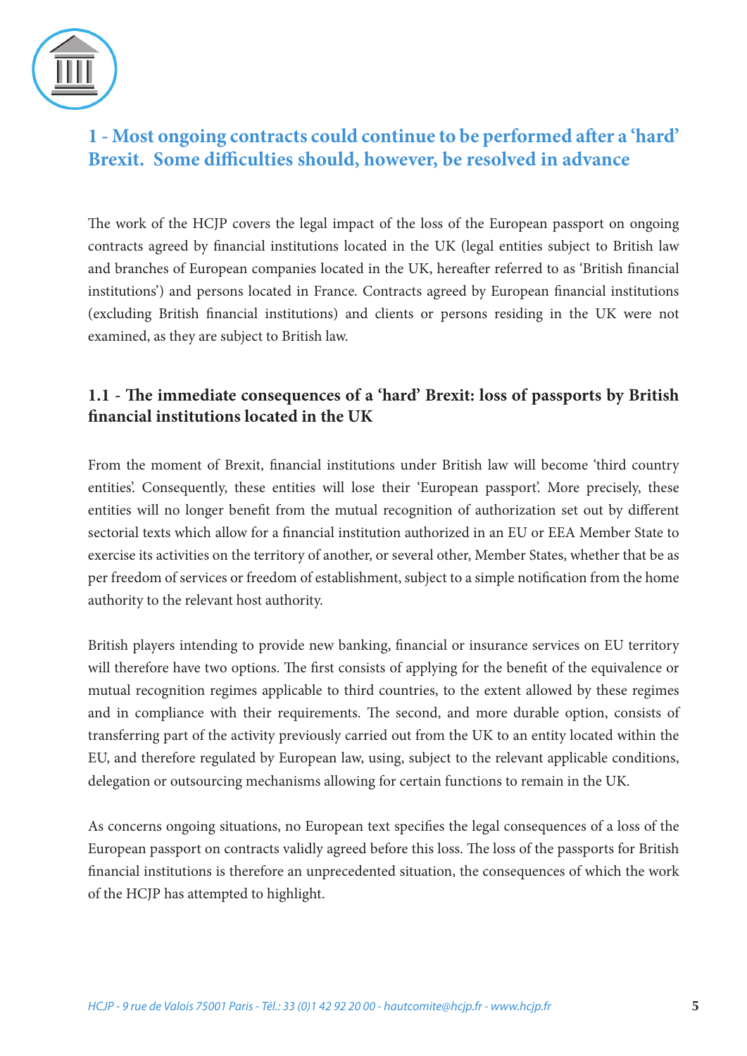## 1 - Most ongoing contracts could continue to be performed after a 'hard' Brexit. Some difficulties should, however, be resolved in advance

The work of the HCJP covers the legal impact of the loss of the European passport on ongoing contracts agreed by financial institutions located in the UK (legal entities subject to British law and branches of European companies located in the UK, hereafter referred to as 'British financial institutions') and persons located in France. Contracts agreed by European financial institutions (excluding British financial institutions) and clients or persons residing in the UK were not examined, as they are subject to British law.

### 1.1 - The immediate consequences of a 'hard' Brexit: loss of passports by British financial institutions located in the UK

From the moment of Brexit, financial institutions under British law will become 'third country entities'. Consequently, these entities will lose their 'European passport'. More precisely, these entities will no longer benefit from the mutual recognition of authorization set out by different sectorial texts which allow for a financial institution authorized in an EU or EEA Member State to exercise its activities on the territory of another, or several other, Member States, whether that be as per freedom of services or freedom of establishment, subject to a simple notification from the home authority to the relevant host authority.

British players intending to provide new banking, financial or insurance services on EU territory will therefore have two options. The first consists of applying for the benefit of the equivalence or mutual recognition regimes applicable to third countries, to the extent allowed by these regimes and in compliance with their requirements. The second, and more durable option, consists of transferring part of the activity previously carried out from the UK to an entity located within the EU, and therefore regulated by European law, using, subject to the relevant applicable conditions, delegation or outsourcing mechanisms allowing for certain functions to remain in the UK.

As concerns ongoing situations, no European text specifies the legal consequences of a loss of the European passport on contracts validly agreed before this loss. The loss of the passports for British financial institutions is therefore an unprecedented situation, the consequences of which the work of the HCJP has attempted to highlight.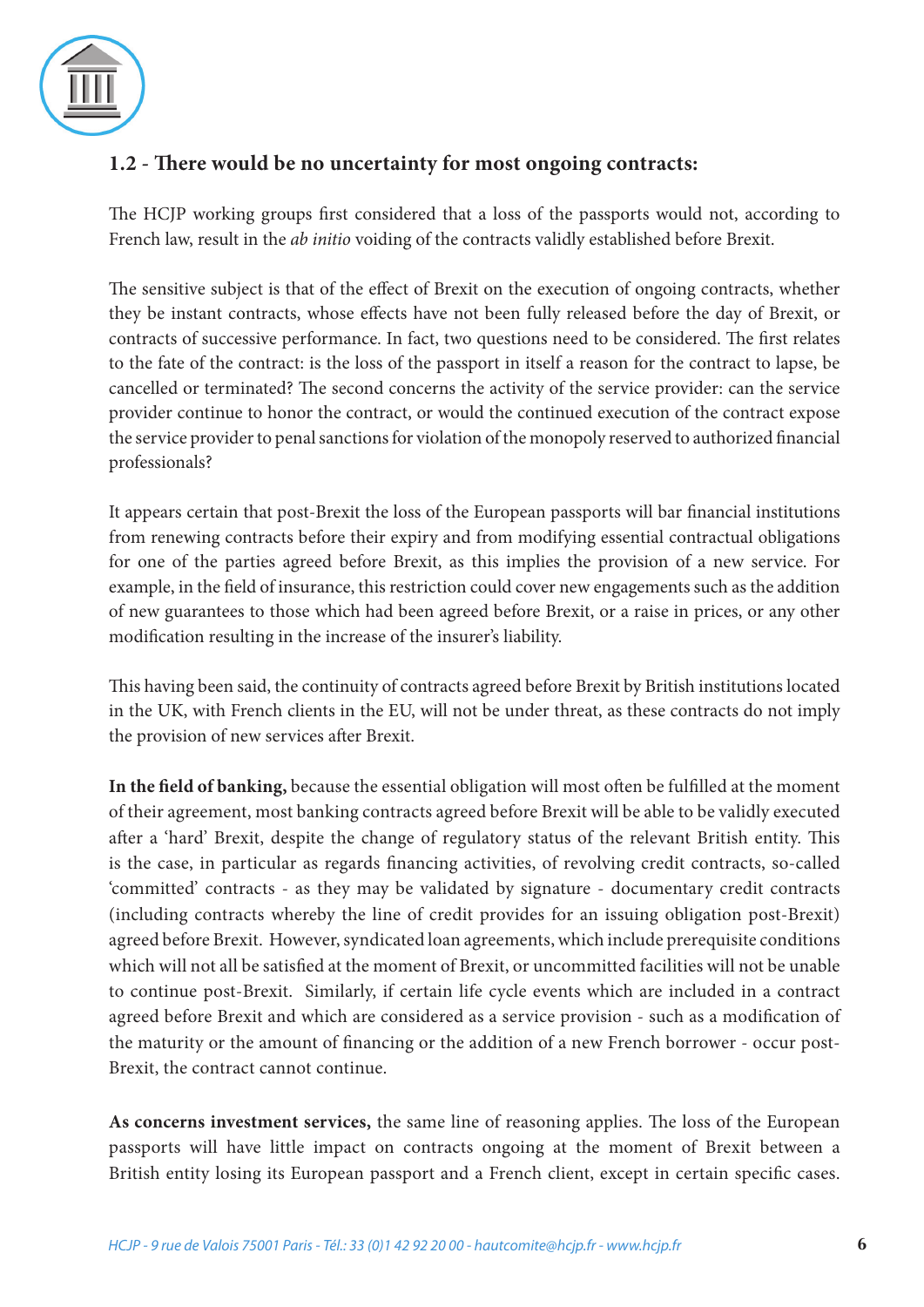## 1.2 - There would be no uncertainty for most ongoing contracts:

The HCJP working groups first considered that a loss of the passports would not, according to French law, result in the *ab initio* voiding of the contracts validly established before Brexit.

The sensitive subject is that of the effect of Brexit on the execution of ongoing contracts, whether they be instant contracts, whose effects have not been fully released before the day of Brexit, or contracts of successive performance. In fact, two questions need to be considered. The first relates to the fate of the contract: is the loss of the passport in itself a reason for the contract to lapse, be cancelled or terminated? The second concerns the activity of the service provider: can the service provider continue to honor the contract, or would the continued execution of the contract expose the service provider to penal sanctions for violation of the monopoly reserved to authorized financial professionals?

It appears certain that post-Brexit the loss of the European passports will bar financial institutions from renewing contracts before their expiry and from modifying essential contractual obligations for one of the parties agreed before Brexit, as this implies the provision of a new service. For example, in the field of insurance, this restriction could cover new engagements such as the addition of new guarantees to those which had been agreed before Brexit, or a raise in prices, or any other modification resulting in the increase of the insurer's liability.

This having been said, the continuity of contracts agreed before Brexit by British institutions located in the UK, with French clients in the EU, will not be under threat, as these contracts do not imply the provision of new services after Brexit.

**In the field of banking,** because the essential obligation will most often be fulfilled at the moment of their agreement, most banking contracts agreed before Brexit will be able to be validly executed after a 'hard' Brexit, despite the change of regulatory status of the relevant British entity. This is the case, in particular as regards financing activities, of revolving credit contracts, so-called 'committed' contracts - as they may be validated by signature - documentary credit contracts (including contracts whereby the line of credit provides for an issuing obligation post-Brexit) agreed before Brexit. However, syndicated loan agreements, which include prerequisite conditions which will not all be satisfied at the moment of Brexit, or uncommitted facilities will not be unable to continue post-Brexit. Similarly, if certain life cycle events which are included in a contract agreed before Brexit and which are considered as a service provision - such as a modification of the maturity or the amount of financing or the addition of a new French borrower - occur post-Brexit, the contract cannot continue.

**As concerns investment services,** the same line of reasoning applies. The loss of the European passports will have little impact on contracts ongoing at the moment of Brexit between a British entity losing its European passport and a French client, except in certain specific cases.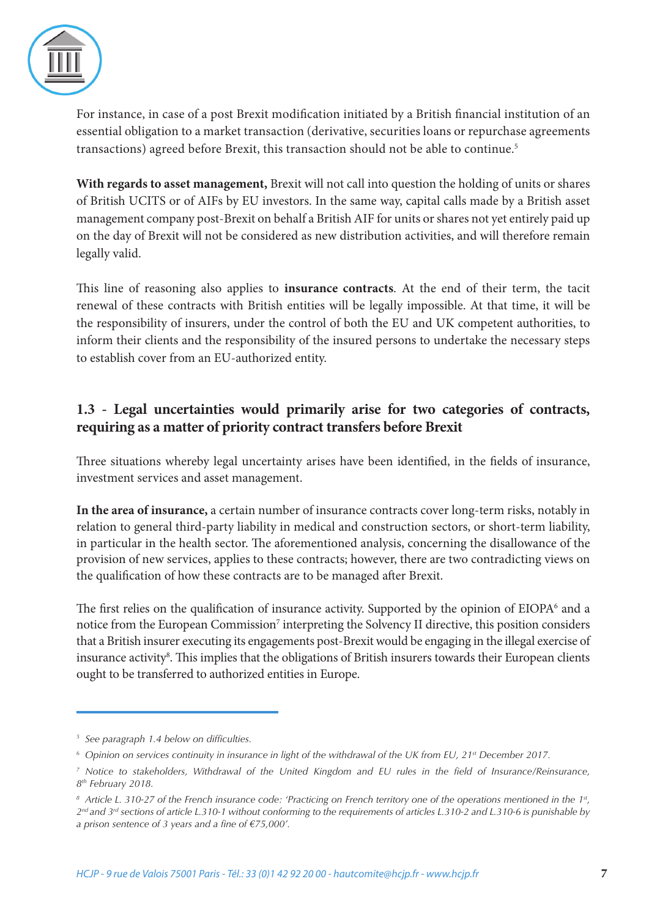For instance, in case of a post Brexit modification initiated by a British financial institution of an essential obligation to a market transaction (derivative, securities loans or repurchase agreements transactions) agreed before Brexit, this transaction should not be able to continue.[5]

**With regards to asset management,** Brexit will not call into question the holding of units or shares of British UCITS or of AIFs by EU investors. In the same way, capital calls made by a British asset management company post-Brexit on behalf a British AIF for units or shares not yet entirely paid up on the day of Brexit will not be considered as new distribution activities, and will therefore remain legally valid.

This line of reasoning also applies to **insurance contracts**. At the end of their term, the tacit renewal of these contracts with British entities will be legally impossible. At that time, it will be the responsibility of insurers, under the control of both the EU and UK competent authorities, to inform their clients and the responsibility of the insured persons to undertake the necessary steps to establish cover from an EU-authorized entity.

## 1.3 - Legal uncertainties would primarily arise for two categories of contracts, requiring as a matter of priority contract transfers before Brexit

Three situations whereby legal uncertainty arises have been identified, in the fields of insurance, investment services and asset management.

**In the area of insurance,** a certain number of insurance contracts cover long-term risks, notably in relation to general third-party liability in medical and construction sectors, or short-term liability, in particular in the health sector. The aforementioned analysis, concerning the disallowance of the provision of new services, applies to these contracts; however, there are two contradicting views on the qualification of how these contracts are to be managed after Brexit.

The first relies on the qualification of insurance activity. Supported by the opinion of EIOPA[6] and a notice from the European Commission[7] interpreting the Solvency II directive, this position considers that a British insurer executing its engagements post-Brexit would be engaging in the illegal exercise of insurance activity[8]. This implies that the obligations of British insurers towards their European clients ought to be transferred to authorized entities in Europe.

---

[5] *See paragraph 1.4 below on difficulties.*

[6] *Opinion on services continuity in insurance in light of the withdrawal of the UK from EU, 21st December 2017.*

[7] *Notice to stakeholders, Withdrawal of the United Kingdom and EU rules in the field of Insurance/Reinsurance, 8th February 2018.*

[8] *Article L. 310-27 of the French insurance code: 'Practicing on French territory one of the operations mentioned in the 1st, 2nd and 3rd sections of article L.310-1 without conforming to the requirements of articles L.310-2 and L.310-6 is punishable by a prison sentence of 3 years and a fine of €75,000'.*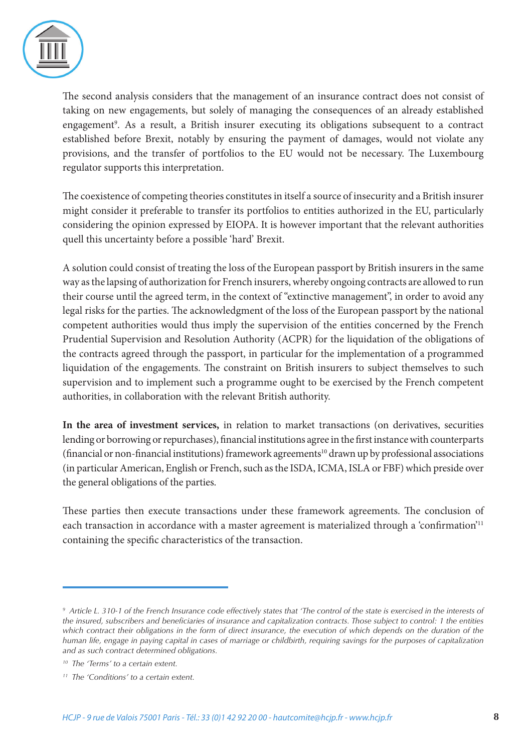The second analysis considers that the management of an insurance contract does not consist of taking on new engagements, but solely of managing the consequences of an already established engagement[9]. As a result, a British insurer executing its obligations subsequent to a contract established before Brexit, notably by ensuring the payment of damages, would not violate any provisions, and the transfer of portfolios to the EU would not be necessary. The Luxembourg regulator supports this interpretation.

The coexistence of competing theories constitutes in itself a source of insecurity and a British insurer might consider it preferable to transfer its portfolios to entities authorized in the EU, particularly considering the opinion expressed by EIOPA. It is however important that the relevant authorities quell this uncertainty before a possible 'hard' Brexit.

A solution could consist of treating the loss of the European passport by British insurers in the same way as the lapsing of authorization for French insurers, whereby ongoing contracts are allowed to run their course until the agreed term, in the context of "extinctive management", in order to avoid any legal risks for the parties. The acknowledgment of the loss of the European passport by the national competent authorities would thus imply the supervision of the entities concerned by the French Prudential Supervision and Resolution Authority (ACPR) for the liquidation of the obligations of the contracts agreed through the passport, in particular for the implementation of a programmed liquidation of the engagements. The constraint on British insurers to subject themselves to such supervision and to implement such a programme ought to be exercised by the French competent authorities, in collaboration with the relevant British authority.

**In the area of investment services,** in relation to market transactions (on derivatives, securities lending or borrowing or repurchases), financial institutions agree in the first instance with counterparts (financial or non-financial institutions) framework agreements[10] drawn up by professional associations (in particular American, English or French, such as the ISDA, ICMA, ISLA or FBF) which preside over the general obligations of the parties.

These parties then execute transactions under these framework agreements. The conclusion of each transaction in accordance with a master agreement is materialized through a 'confirmation'[11] containing the specific characteristics of the transaction.

---

[9] *Article L. 310-1 of the French Insurance code effectively states that 'The control of the state is exercised in the interests of the insured, subscribers and beneficiaries of insurance and capitalization contracts. Those subject to control: 1 the entities which contract their obligations in the form of direct insurance, the execution of which depends on the duration of the human life, engage in paying capital in cases of marriage or childbirth, requiring savings for the purposes of capitalization and as such contract determined obligations.*

[10] *The 'Terms' to a certain extent.*

[11] *The 'Conditions' to a certain extent.*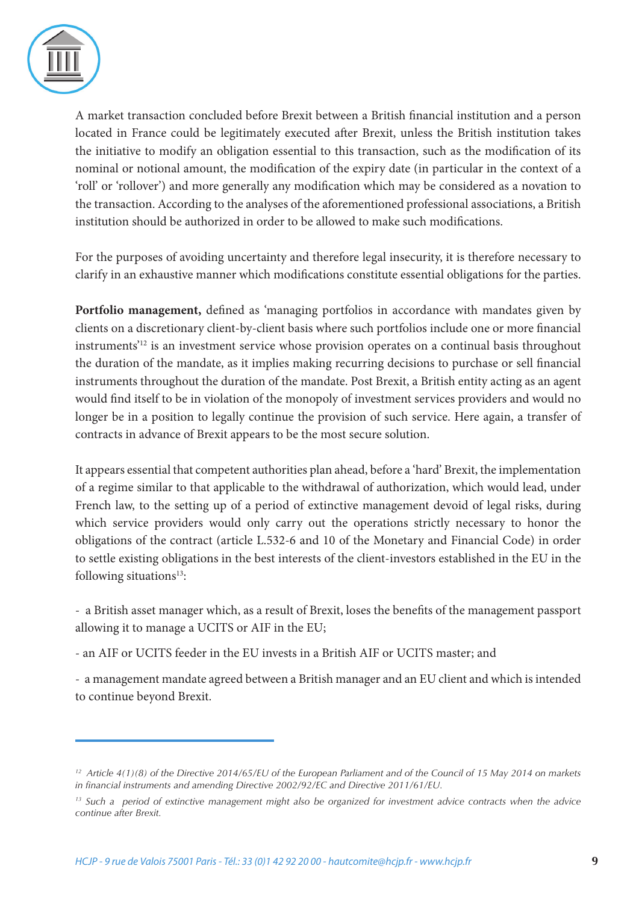A market transaction concluded before Brexit between a British financial institution and a person located in France could be legitimately executed after Brexit, unless the British institution takes the initiative to modify an obligation essential to this transaction, such as the modification of its nominal or notional amount, the modification of the expiry date (in particular in the context of a 'roll' or 'rollover') and more generally any modification which may be considered as a novation to the transaction. According to the analyses of the aforementioned professional associations, a British institution should be authorized in order to be allowed to make such modifications.

For the purposes of avoiding uncertainty and therefore legal insecurity, it is therefore necessary to clarify in an exhaustive manner which modifications constitute essential obligations for the parties.

**Portfolio management,** defined as 'managing portfolios in accordance with mandates given by clients on a discretionary client-by-client basis where such portfolios include one or more financial instruments'[12] is an investment service whose provision operates on a continual basis throughout the duration of the mandate, as it implies making recurring decisions to purchase or sell financial instruments throughout the duration of the mandate. Post Brexit, a British entity acting as an agent would find itself to be in violation of the monopoly of investment services providers and would no longer be in a position to legally continue the provision of such service. Here again, a transfer of contracts in advance of Brexit appears to be the most secure solution.

It appears essential that competent authorities plan ahead, before a 'hard' Brexit, the implementation of a regime similar to that applicable to the withdrawal of authorization, which would lead, under French law, to the setting up of a period of extinctive management devoid of legal risks, during which service providers would only carry out the operations strictly necessary to honor the obligations of the contract (article L.532-6 and 10 of the Monetary and Financial Code) in order to settle existing obligations in the best interests of the client-investors established in the EU in the following situations[13]:

- a British asset manager which, as a result of Brexit, loses the benefits of the management passport allowing it to manage a UCITS or AIF in the EU;
- an AIF or UCITS feeder in the EU invests in a British AIF or UCITS master; and
- a management mandate agreed between a British manager and an EU client and which is intended to continue beyond Brexit.

---

[12] *Article 4(1)(8) of the Directive 2014/65/EU of the European Parliament and of the Council of 15 May 2014 on markets in financial instruments and amending Directive 2002/92/EC and Directive 2011/61/EU.*

[13] *Such a period of extinctive management might also be organized for investment advice contracts when the advice continue after Brexit.*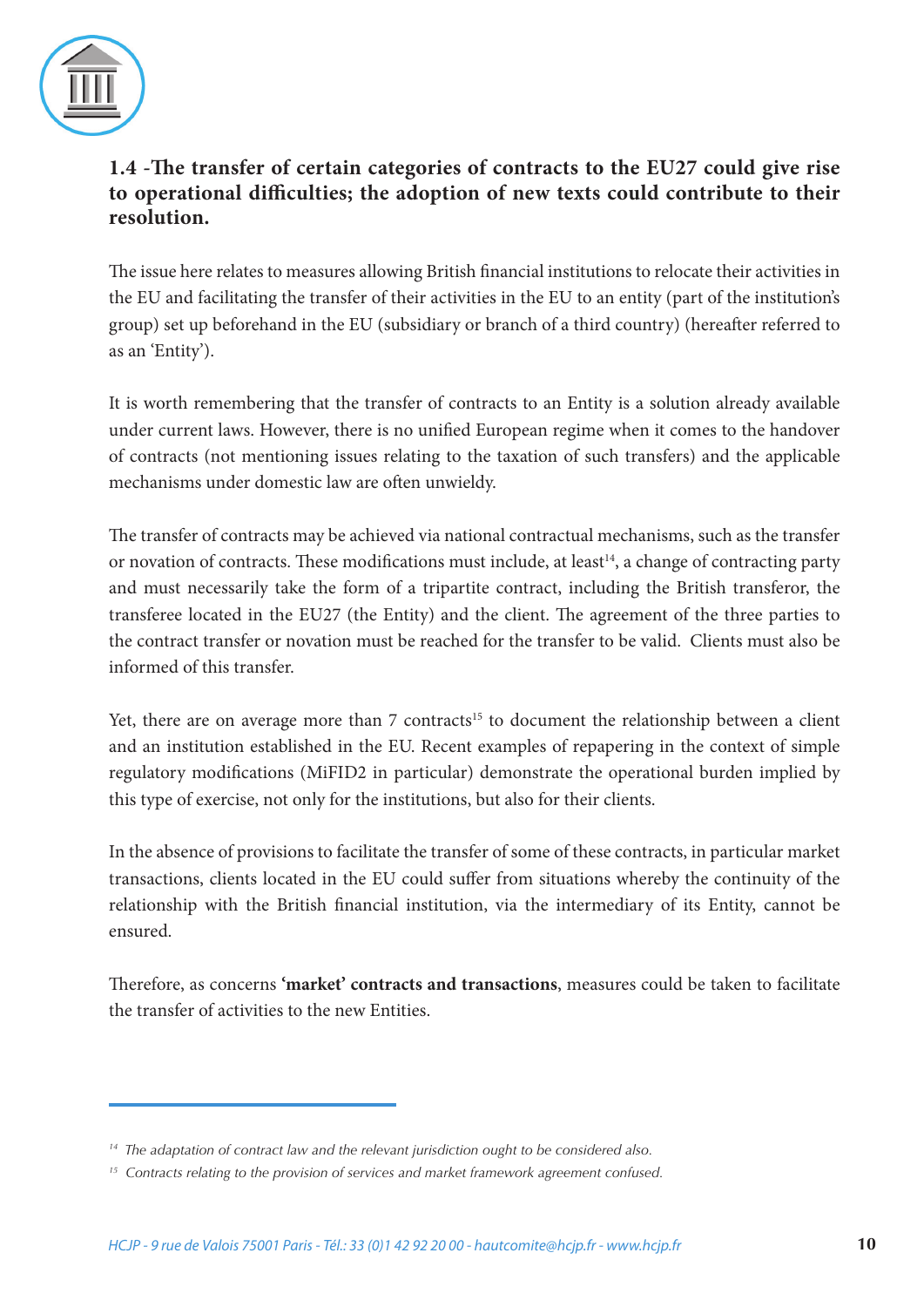## 1.4 -The transfer of certain categories of contracts to the EU27 could give rise to operational difficulties; the adoption of new texts could contribute to their resolution.

The issue here relates to measures allowing British financial institutions to relocate their activities in the EU and facilitating the transfer of their activities in the EU to an entity (part of the institution's group) set up beforehand in the EU (subsidiary or branch of a third country) (hereafter referred to as an 'Entity').

It is worth remembering that the transfer of contracts to an Entity is a solution already available under current laws. However, there is no unified European regime when it comes to the handover of contracts (not mentioning issues relating to the taxation of such transfers) and the applicable mechanisms under domestic law are often unwieldy.

The transfer of contracts may be achieved via national contractual mechanisms, such as the transfer or novation of contracts. These modifications must include, at least[14], a change of contracting party and must necessarily take the form of a tripartite contract, including the British transferor, the transferee located in the EU27 (the Entity) and the client. The agreement of the three parties to the contract transfer or novation must be reached for the transfer to be valid. Clients must also be informed of this transfer.

Yet, there are on average more than 7 contracts[15] to document the relationship between a client and an institution established in the EU. Recent examples of repapering in the context of simple regulatory modifications (MiFID2 in particular) demonstrate the operational burden implied by this type of exercise, not only for the institutions, but also for their clients.

In the absence of provisions to facilitate the transfer of some of these contracts, in particular market transactions, clients located in the EU could suffer from situations whereby the continuity of the relationship with the British financial institution, via the intermediary of its Entity, cannot be ensured.

Therefore, as concerns **'market' contracts and transactions**, measures could be taken to facilitate the transfer of activities to the new Entities.

---

[14] *The adaptation of contract law and the relevant jurisdiction ought to be considered also.*

[15] *Contracts relating to the provision of services and market framework agreement confused.*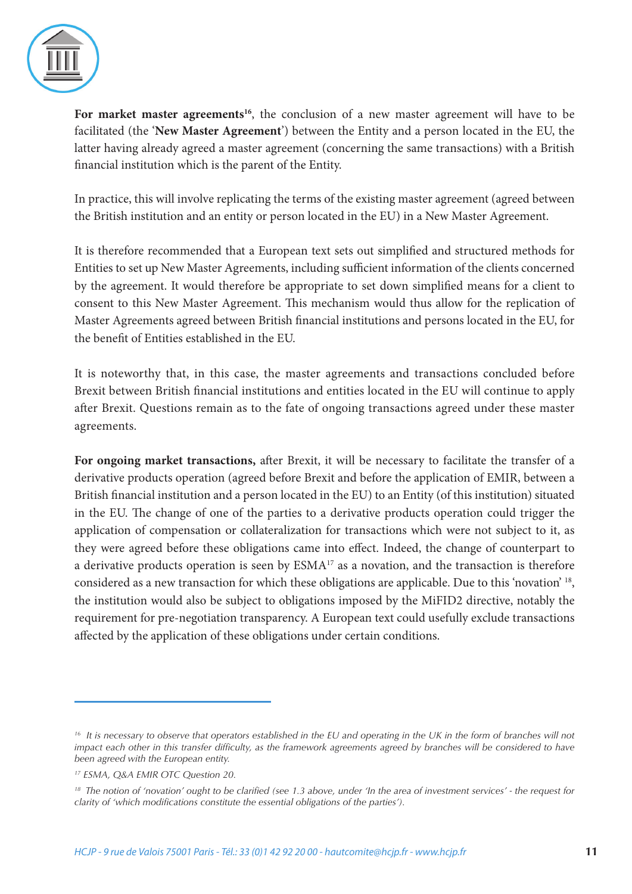**For market master agreements**[16], the conclusion of a new master agreement will have to be facilitated (the '**New Master Agreement**') between the Entity and a person located in the EU, the latter having already agreed a master agreement (concerning the same transactions) with a British financial institution which is the parent of the Entity.

In practice, this will involve replicating the terms of the existing master agreement (agreed between the British institution and an entity or person located in the EU) in a New Master Agreement.

It is therefore recommended that a European text sets out simplified and structured methods for Entities to set up New Master Agreements, including sufficient information of the clients concerned by the agreement. It would therefore be appropriate to set down simplified means for a client to consent to this New Master Agreement. This mechanism would thus allow for the replication of Master Agreements agreed between British financial institutions and persons located in the EU, for the benefit of Entities established in the EU.

It is noteworthy that, in this case, the master agreements and transactions concluded before Brexit between British financial institutions and entities located in the EU will continue to apply after Brexit. Questions remain as to the fate of ongoing transactions agreed under these master agreements.

**For ongoing market transactions,** after Brexit, it will be necessary to facilitate the transfer of a derivative products operation (agreed before Brexit and before the application of EMIR, between a British financial institution and a person located in the EU) to an Entity (of this institution) situated in the EU. The change of one of the parties to a derivative products operation could trigger the application of compensation or collateralization for transactions which were not subject to it, as they were agreed before these obligations came into effect. Indeed, the change of counterpart to a derivative products operation is seen by ESMA[17] as a novation, and the transaction is therefore considered as a new transaction for which these obligations are applicable. Due to this 'novation' [18], the institution would also be subject to obligations imposed by the MiFID2 directive, notably the requirement for pre-negotiation transparency. A European text could usefully exclude transactions affected by the application of these obligations under certain conditions.

---

[16] *It is necessary to observe that operators established in the EU and operating in the UK in the form of branches will not impact each other in this transfer difficulty, as the framework agreements agreed by branches will be considered to have been agreed with the European entity.*

[17] *ESMA, Q&A EMIR OTC Question 20.*

[18] *The notion of 'novation' ought to be clarified (see 1.3 above, under 'In the area of investment services' - the request for clarity of 'which modifications constitute the essential obligations of the parties').*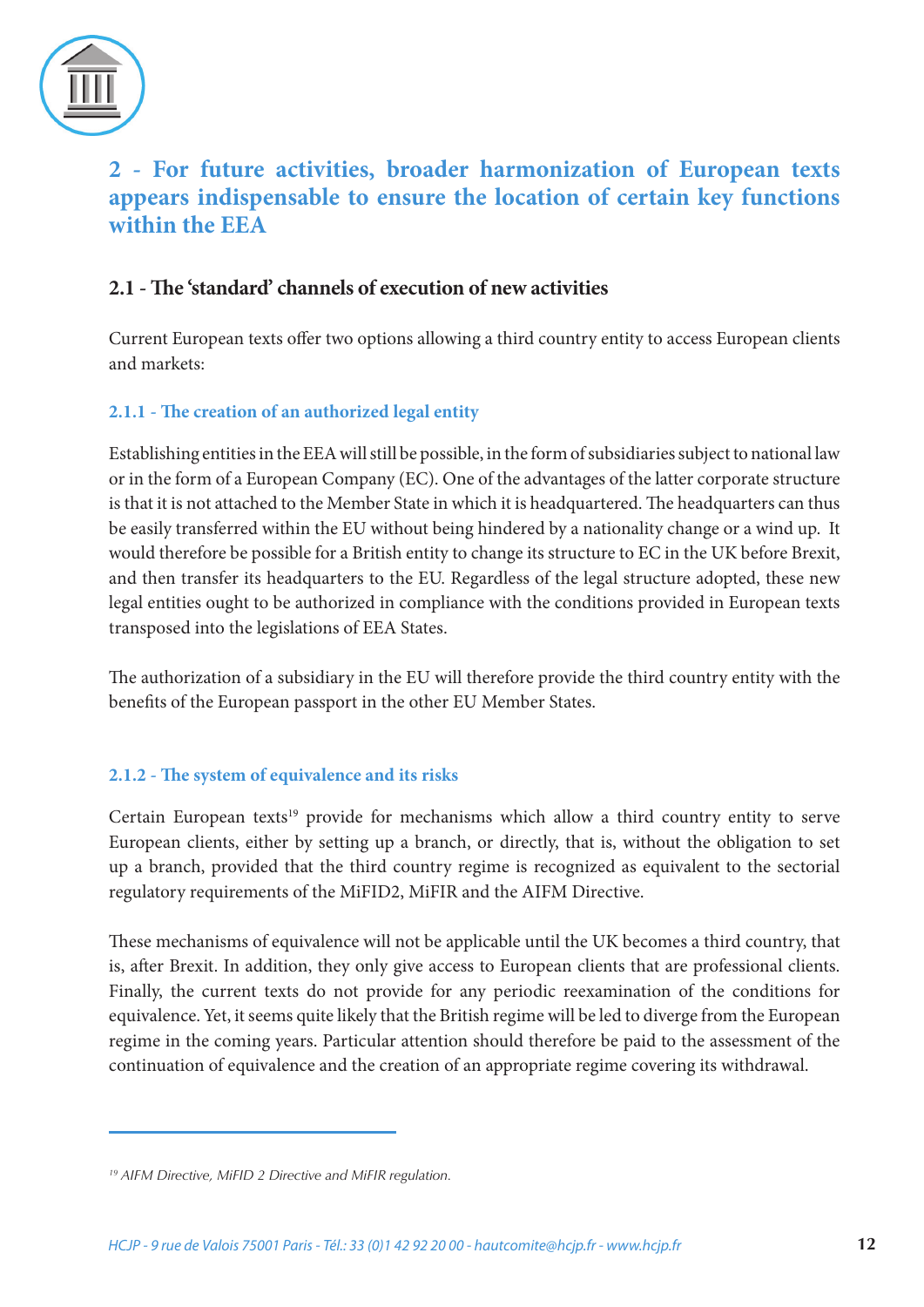## 2 - For future activities, broader harmonization of European texts appears indispensable to ensure the location of certain key functions within the EEA

### 2.1 - The 'standard' channels of execution of new activities

Current European texts offer two options allowing a third country entity to access European clients and markets:

#### 2.1.1 - The creation of an authorized legal entity

Establishing entities in the EEA will still be possible, in the form of subsidiaries subject to national law or in the form of a European Company (EC). One of the advantages of the latter corporate structure is that it is not attached to the Member State in which it is headquartered. The headquarters can thus be easily transferred within the EU without being hindered by a nationality change or a wind up. It would therefore be possible for a British entity to change its structure to EC in the UK before Brexit, and then transfer its headquarters to the EU. Regardless of the legal structure adopted, these new legal entities ought to be authorized in compliance with the conditions provided in European texts transposed into the legislations of EEA States.

The authorization of a subsidiary in the EU will therefore provide the third country entity with the benefits of the European passport in the other EU Member States.

#### 2.1.2 - The system of equivalence and its risks

Certain European texts[19] provide for mechanisms which allow a third country entity to serve European clients, either by setting up a branch, or directly, that is, without the obligation to set up a branch, provided that the third country regime is recognized as equivalent to the sectorial regulatory requirements of the MiFID2, MiFIR and the AIFM Directive.

These mechanisms of equivalence will not be applicable until the UK becomes a third country, that is, after Brexit. In addition, they only give access to European clients that are professional clients. Finally, the current texts do not provide for any periodic reexamination of the conditions for equivalence. Yet, it seems quite likely that the British regime will be led to diverge from the European regime in the coming years. Particular attention should therefore be paid to the assessment of the continuation of equivalence and the creation of an appropriate regime covering its withdrawal.

---

[19] *AIFM Directive, MiFID 2 Directive and MiFIR regulation.*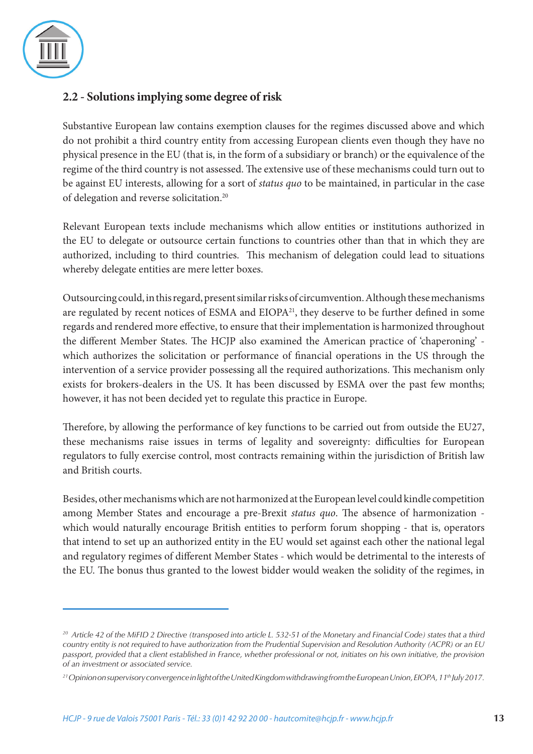## 2.2 - Solutions implying some degree of risk

Substantive European law contains exemption clauses for the regimes discussed above and which do not prohibit a third country entity from accessing European clients even though they have no physical presence in the EU (that is, in the form of a subsidiary or branch) or the equivalence of the regime of the third country is not assessed. The extensive use of these mechanisms could turn out to be against EU interests, allowing for a sort of *status quo* to be maintained, in particular in the case of delegation and reverse solicitation.[20]

Relevant European texts include mechanisms which allow entities or institutions authorized in the EU to delegate or outsource certain functions to countries other than that in which they are authorized, including to third countries. This mechanism of delegation could lead to situations whereby delegate entities are mere letter boxes.

Outsourcing could, in this regard, present similar risks of circumvention. Although these mechanisms are regulated by recent notices of ESMA and EIOPA[21], they deserve to be further defined in some regards and rendered more effective, to ensure that their implementation is harmonized throughout the different Member States. The HCJP also examined the American practice of 'chaperoning' - which authorizes the solicitation or performance of financial operations in the US through the intervention of a service provider possessing all the required authorizations. This mechanism only exists for brokers-dealers in the US. It has been discussed by ESMA over the past few months; however, it has not been decided yet to regulate this practice in Europe.

Therefore, by allowing the performance of key functions to be carried out from outside the EU27, these mechanisms raise issues in terms of legality and sovereignty: difficulties for European regulators to fully exercise control, most contracts remaining within the jurisdiction of British law and British courts.

Besides, other mechanisms which are not harmonized at the European level could kindle competition among Member States and encourage a pre-Brexit *status quo*. The absence of harmonization - which would naturally encourage British entities to perform forum shopping - that is, operators that intend to set up an authorized entity in the EU would set against each other the national legal and regulatory regimes of different Member States - which would be detrimental to the interests of the EU. The bonus thus granted to the lowest bidder would weaken the solidity of the regimes, in

---

[20] *Article 42 of the MiFID 2 Directive (transposed into article L. 532-51 of the Monetary and Financial Code) states that a third country entity is not required to have authorization from the Prudential Supervision and Resolution Authority (ACPR) or an EU passport, provided that a client established in France, whether professional or not, initiates on his own initiative, the provision of an investment or associated service.*

[21] *Opinion on supervisory convergence in light of the United Kingdom withdrawing from the European Union, EIOPA, 11th July 2017.*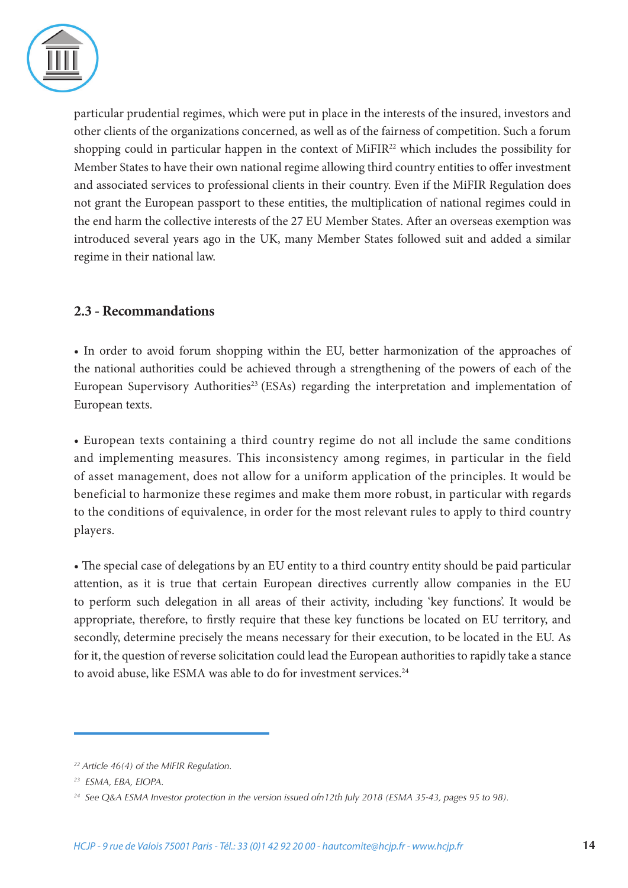particular prudential regimes, which were put in place in the interests of the insured, investors and other clients of the organizations concerned, as well as of the fairness of competition. Such a forum shopping could in particular happen in the context of MiFIR[22] which includes the possibility for Member States to have their own national regime allowing third country entities to offer investment and associated services to professional clients in their country. Even if the MiFIR Regulation does not grant the European passport to these entities, the multiplication of national regimes could in the end harm the collective interests of the 27 EU Member States. After an overseas exemption was introduced several years ago in the UK, many Member States followed suit and added a similar regime in their national law.

## 2.3 - Recommandations

- In order to avoid forum shopping within the EU, better harmonization of the approaches of the national authorities could be achieved through a strengthening of the powers of each of the European Supervisory Authorities[23] (ESAs) regarding the interpretation and implementation of European texts.

- European texts containing a third country regime do not all include the same conditions and implementing measures. This inconsistency among regimes, in particular in the field of asset management, does not allow for a uniform application of the principles. It would be beneficial to harmonize these regimes and make them more robust, in particular with regards to the conditions of equivalence, in order for the most relevant rules to apply to third country players.

- The special case of delegations by an EU entity to a third country entity should be paid particular attention, as it is true that certain European directives currently allow companies in the EU to perform such delegation in all areas of their activity, including 'key functions'. It would be appropriate, therefore, to firstly require that these key functions be located on EU territory, and secondly, determine precisely the means necessary for their execution, to be located in the EU. As for it, the question of reverse solicitation could lead the European authorities to rapidly take a stance to avoid abuse, like ESMA was able to do for investment services.[24]

---

[22] *Article 46(4) of the MiFIR Regulation.*

[23] *ESMA, EBA, EIOPA.*

[24] *See Q&A ESMA Investor protection in the version issued ofn12th July 2018 (ESMA 35-43, pages 95 to 98).*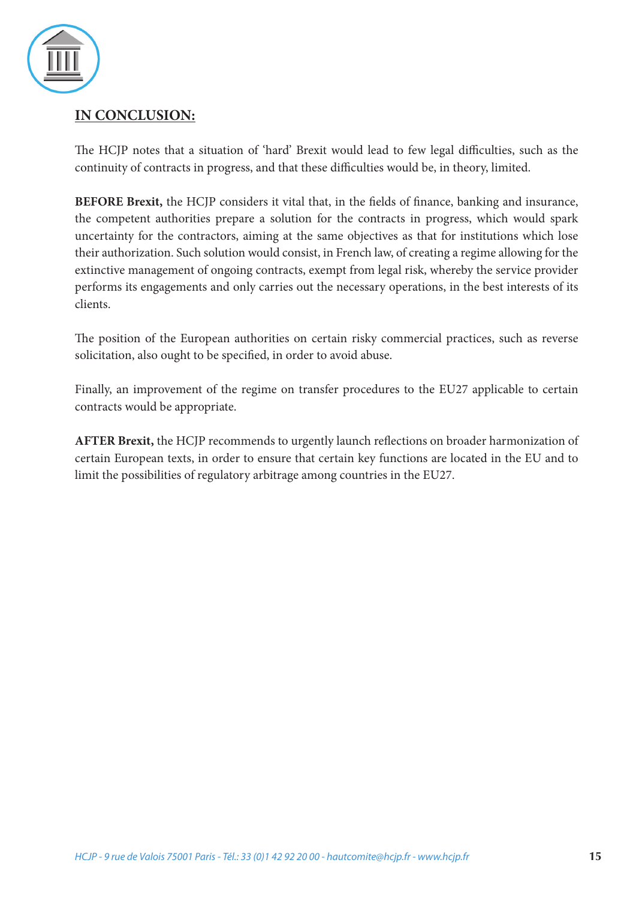## IN CONCLUSION:

The HCJP notes that a situation of 'hard' Brexit would lead to few legal difficulties, such as the continuity of contracts in progress, and that these difficulties would be, in theory, limited.

**BEFORE Brexit,** the HCJP considers it vital that, in the fields of finance, banking and insurance, the competent authorities prepare a solution for the contracts in progress, which would spark uncertainty for the contractors, aiming at the same objectives as that for institutions which lose their authorization. Such solution would consist, in French law, of creating a regime allowing for the extinctive management of ongoing contracts, exempt from legal risk, whereby the service provider performs its engagements and only carries out the necessary operations, in the best interests of its clients.

The position of the European authorities on certain risky commercial practices, such as reverse solicitation, also ought to be specified, in order to avoid abuse.

Finally, an improvement of the regime on transfer procedures to the EU27 applicable to certain contracts would be appropriate.

**AFTER Brexit,** the HCJP recommends to urgently launch reflections on broader harmonization of certain European texts, in order to ensure that certain key functions are located in the EU and to limit the possibilities of regulatory arbitrage among countries in the EU27.